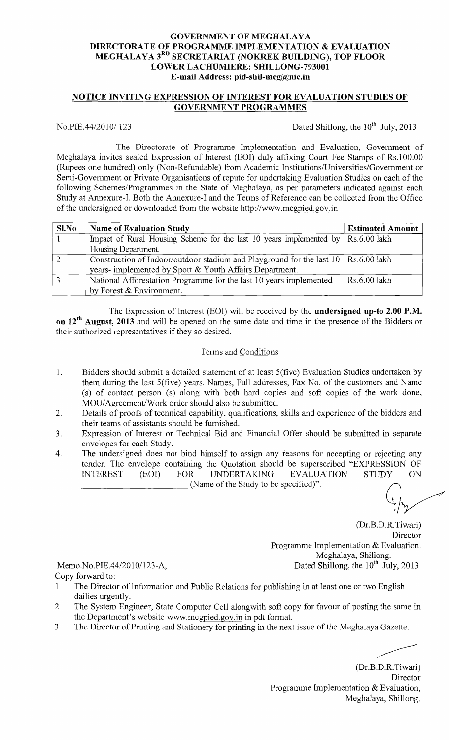**GOVERNMENT OF MEGHALAYA**
**DIRECTORATE OF PROGRAMME IMPLEMENTATION & EVALUATION**
**MEGHALAYA 3RD SECRETARIAT (NOKREK BUILDING), TOP FLOOR**
**LOWER LACHUMIERE: SHILLONG-793001**
**E-mail Address: pid-shil-meg@nic.in**

## NOTICE INVITING EXPRESSION OF INTEREST FOR EVALUATION STUDIES OF GOVERNMENT PROGRAMMES

No.PIE.44/2010/ 123 — Dated Shillong, the 10th July, 2013

The Directorate of Programme Implementation and Evaluation, Government of Meghalaya invites sealed Expression of Interest (EOI) duly affixing Court Fee Stamps of Rs.100.00 (Rupees one hundred) only (Non-Refundable) from Academic Institutions/Universities/Government or Semi-Government or Private Organisations of repute for undertaking Evaluation Studies on each of the following Schemes/Programmes in the State of Meghalaya, as per parameters indicated against each Study at Annexure-I. Both the Annexure-I and the Terms of Reference can be collected from the Office of the undersigned or downloaded from the website http://www.megpied.gov.in

| Sl.No | Name of Evaluation Study | Estimated Amount |
|---|---|---|
| 1 | Impact of Rural Housing Scheme for the last 10 years implemented by Housing Department. | Rs.6.00 lakh |
| 2 | Construction of Indoor/outdoor stadium and Playground for the last 10 years- implemented by Sport & Youth Affairs Department. | Rs.6.00 lakh |
| 3 | National Afforestation Programme for the last 10 years implemented by Forest & Environment. | Rs.6.00 lakh |

The Expression of Interest (EOI) will be received by the **undersigned up-to 2.00 P.M. on 12th August, 2013** and will be opened on the same date and time in the presence of the Bidders or their authorized representatives if they so desired.

Terms and Conditions

1. Bidders should submit a detailed statement of at least 5(five) Evaluation Studies undertaken by them during the last 5(five) years. Names, Full addresses, Fax No. of the customers and Name (s) of contact person (s) along with both hard copies and soft copies of the work done, MOU/Agreement/Work order should also be submitted.
2. Details of proofs of technical capability, qualifications, skills and experience of the bidders and their teams of assistants should be furnished.
3. Expression of Interest or Technical Bid and Financial Offer should be submitted in separate envelopes for each Study.
4. The undersigned does not bind himself to assign any reasons for accepting or rejecting any tender. The envelope containing the Quotation should be superscribed "EXPRESSION OF INTEREST (EOI) FOR UNDERTAKING EVALUATION STUDY ON \_\_\_\_\_\_\_\_\_\_\_\_\_\_\_\_\_\_ (Name of the Study to be specified)".

(Dr.B.D.R.Tiwari)
Director
Programme Implementation & Evaluation.
Meghalaya, Shillong.

Memo.No.PIE.44/2010/123-A, — Dated Shillong, the 10th July, 2013

Copy forward to:

1. The Director of Information and Public Relations for publishing in at least one or two English dailies urgently.
2. The System Engineer, State Computer Cell alongwith soft copy for favour of posting the same in the Department's website www.megpied.gov.in in pdt format.
3. The Director of Printing and Stationery for printing in the next issue of the Meghalaya Gazette.

(Dr.B.D.R.Tiwari)
Director
Programme Implementation & Evaluation,
Meghalaya, Shillong.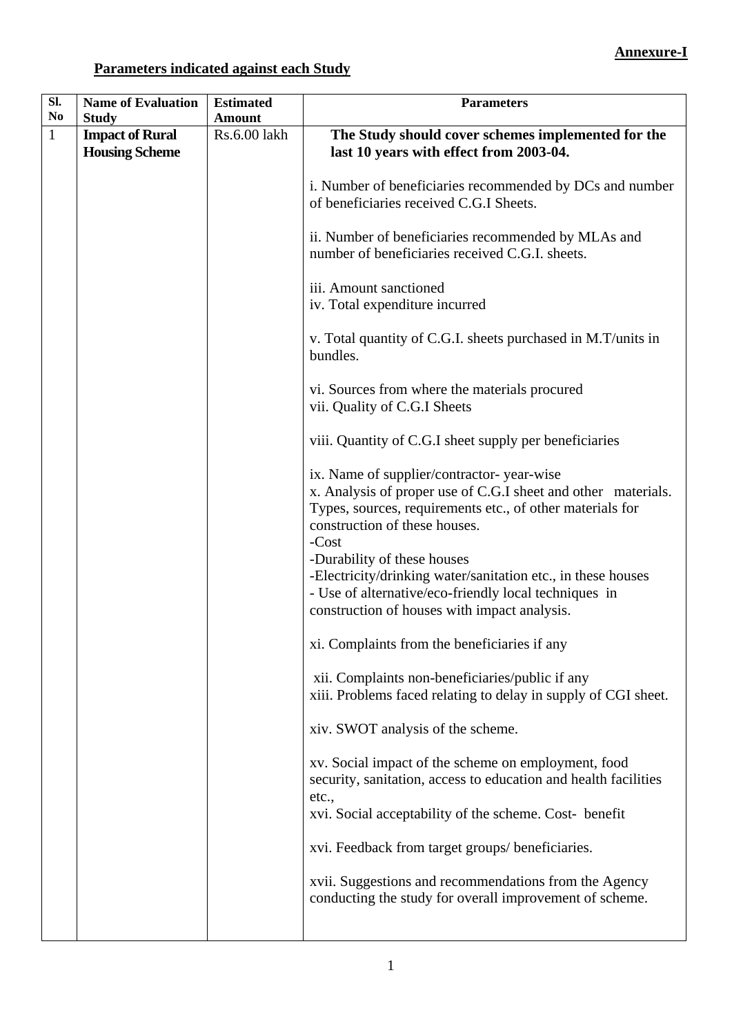**Annexure-I**

**Parameters indicated against each Study**

| Sl. No | Name of Evaluation Study | Estimated Amount | Parameters |
|---|---|---|---|
| 1 | **Impact of Rural Housing Scheme** | Rs.6.00 lakh | **The Study should cover schemes implemented for the last 10 years with effect from 2003-04.**<br><br>i. Number of beneficiaries recommended by DCs and number of beneficiaries received C.G.I Sheets.<br><br>ii. Number of beneficiaries recommended by MLAs and number of beneficiaries received C.G.I. sheets.<br><br>iii. Amount sanctioned<br>iv. Total expenditure incurred<br><br>v. Total quantity of C.G.I. sheets purchased in M.T/units in bundles.<br><br>vi. Sources from where the materials procured<br>vii. Quality of C.G.I Sheets<br><br>viii. Quantity of C.G.I sheet supply per beneficiaries<br><br>ix. Name of supplier/contractor- year-wise<br>x. Analysis of proper use of C.G.I sheet and other materials. Types, sources, requirements etc., of other materials for construction of these houses.<br>-Cost<br>-Durability of these houses<br>-Electricity/drinking water/sanitation etc., in these houses<br>- Use of alternative/eco-friendly local techniques in construction of houses with impact analysis.<br><br>xi. Complaints from the beneficiaries if any<br><br>xii. Complaints non-beneficiaries/public if any<br>xiii. Problems faced relating to delay in supply of CGI sheet.<br><br>xiv. SWOT analysis of the scheme.<br><br>xv. Social impact of the scheme on employment, food security, sanitation, access to education and health facilities etc.,<br>xvi. Social acceptability of the scheme. Cost- benefit<br><br>xvi. Feedback from target groups/ beneficiaries.<br><br>xvii. Suggestions and recommendations from the Agency conducting the study for overall improvement of scheme. |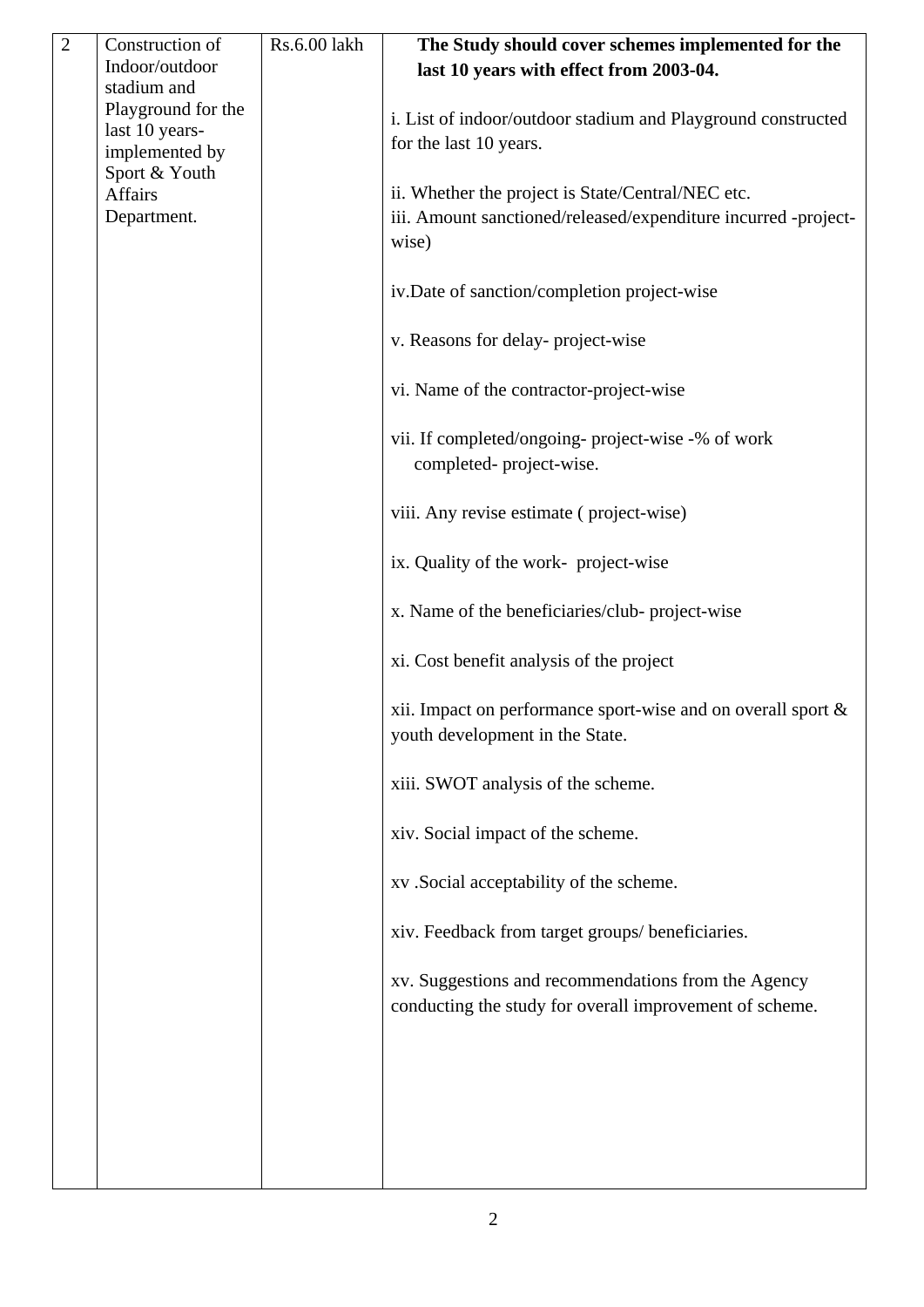| 2 | Construction of Indoor/outdoor stadium and Playground for the last 10 years- implemented by Sport & Youth Affairs Department. | Rs.6.00 lakh | **The Study should cover schemes implemented for the last 10 years with effect from 2003-04.**<br><br>i. List of indoor/outdoor stadium and Playground constructed for the last 10 years.<br><br>ii. Whether the project is State/Central/NEC etc.<br>iii. Amount sanctioned/released/expenditure incurred -project-wise)<br><br>iv.Date of sanction/completion project-wise<br><br>v. Reasons for delay- project-wise<br><br>vi. Name of the contractor-project-wise<br><br>vii. If completed/ongoing- project-wise -% of work completed- project-wise.<br><br>viii. Any revise estimate ( project-wise)<br><br>ix. Quality of the work- project-wise<br><br>x. Name of the beneficiaries/club- project-wise<br><br>xi. Cost benefit analysis of the project<br><br>xii. Impact on performance sport-wise and on overall sport & youth development in the State.<br><br>xiii. SWOT analysis of the scheme.<br><br>xiv. Social impact of the scheme.<br><br>xv .Social acceptability of the scheme.<br><br>xiv. Feedback from target groups/ beneficiaries.<br><br>xv. Suggestions and recommendations from the Agency conducting the study for overall improvement of scheme. |
|---|---|---|---|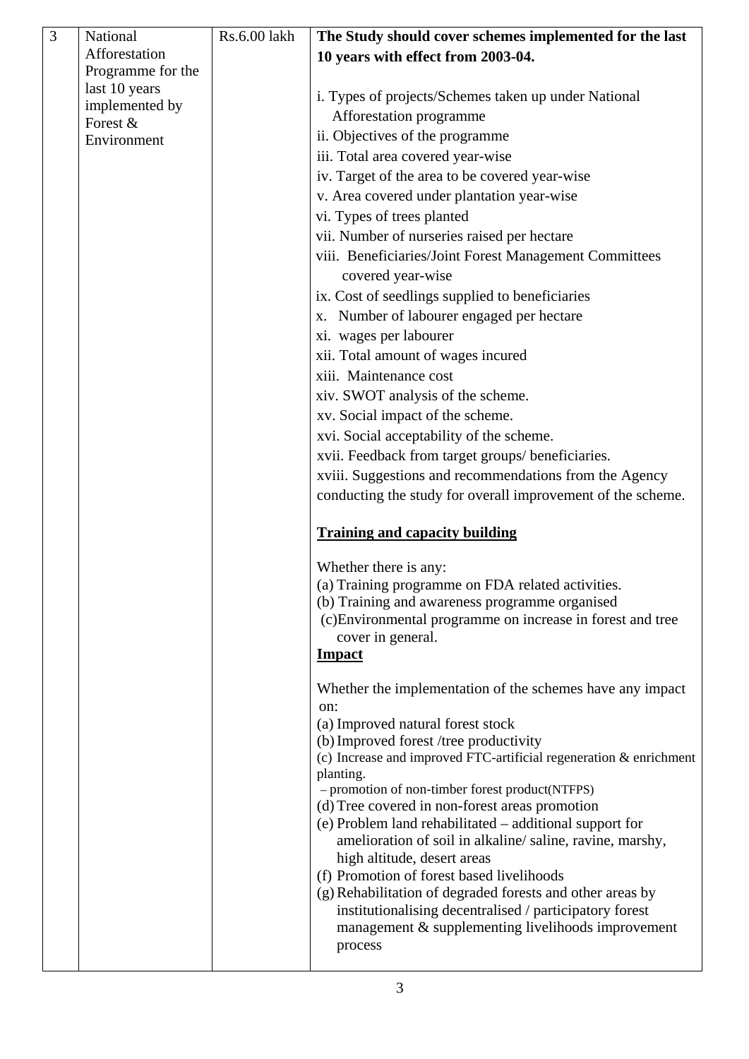| 3 | National Afforestation Programme for the last 10 years implemented by Forest & Environment | Rs.6.00 lakh | **The Study should cover schemes implemented for the last 10 years with effect from 2003-04.**<br><br>i. Types of projects/Schemes taken up under National Afforestation programme<br>ii. Objectives of the programme<br>iii. Total area covered year-wise<br>iv. Target of the area to be covered year-wise<br>v. Area covered under plantation year-wise<br>vi. Types of trees planted<br>vii. Number of nurseries raised per hectare<br>viii. Beneficiaries/Joint Forest Management Committees covered year-wise<br>ix. Cost of seedlings supplied to beneficiaries<br>x. Number of labourer engaged per hectare<br>xi. wages per labourer<br>xii. Total amount of wages incured<br>xiii. Maintenance cost<br>xiv. SWOT analysis of the scheme.<br>xv. Social impact of the scheme.<br>xvi. Social acceptability of the scheme.<br>xvii. Feedback from target groups/ beneficiaries.<br>xviii. Suggestions and recommendations from the Agency conducting the study for overall improvement of the scheme.<br><br>**<u>Training and capacity building</u>**<br><br>Whether there is any:<br>(a) Training programme on FDA related activities.<br>(b) Training and awareness programme organised<br>(c)Environmental programme on increase in forest and tree cover in general.<br>**<u>Impact</u>**<br><br>Whether the implementation of the schemes have any impact on:<br>(a) Improved natural forest stock<br>(b) Improved forest /tree productivity<br>(c) Increase and improved FTC-artificial regeneration & enrichment planting.<br>– promotion of non-timber forest product(NTFPS)<br>(d) Tree covered in non-forest areas promotion<br>(e) Problem land rehabilitated – additional support for amelioration of soil in alkaline/ saline, ravine, marshy, high altitude, desert areas<br>(f) Promotion of forest based livelihoods<br>(g) Rehabilitation of degraded forests and other areas by institutionalising decentralised / participatory forest management & supplementing livelihoods improvement process |
|---|---|---|---|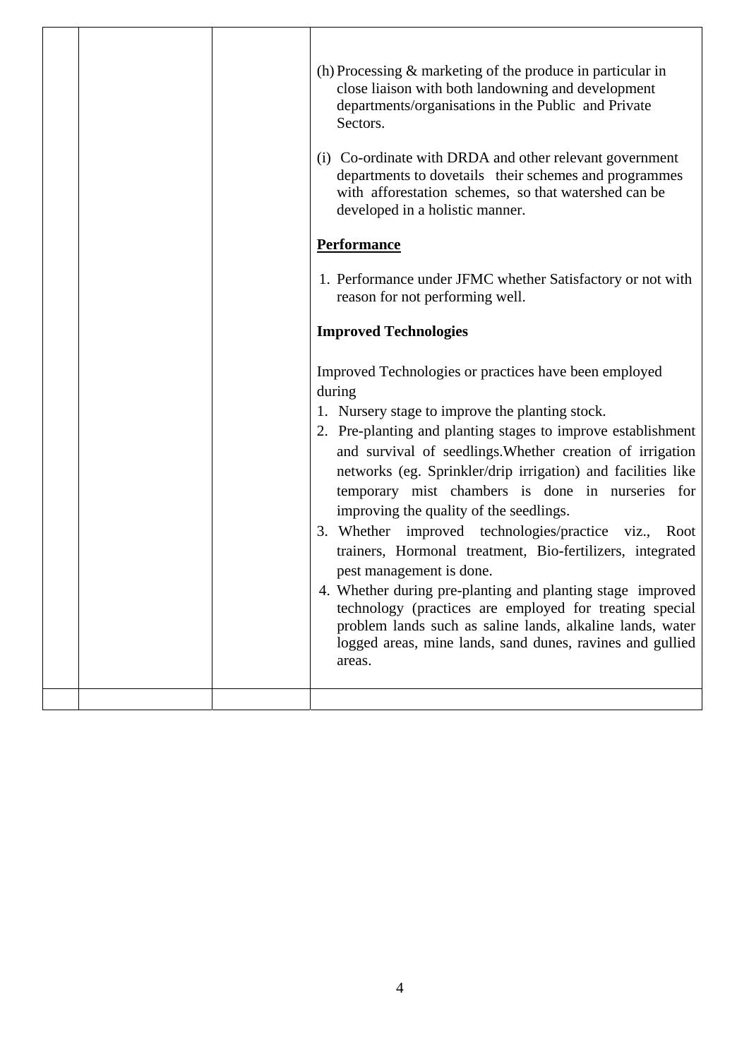| | | | |
|---|---|---|---|
| | | | (h) Processing & marketing of the produce in particular in close liaison with both landowning and development departments/organisations in the Public and Private Sectors.<br><br>(i) Co-ordinate with DRDA and other relevant government departments to dovetails their schemes and programmes with afforestation schemes, so that watershed can be developed in a holistic manner.<br><br>**<u>Performance</u>**<br><br>1. Performance under JFMC whether Satisfactory or not with reason for not performing well.<br><br>**Improved Technologies**<br><br>Improved Technologies or practices have been employed during<br>1. Nursery stage to improve the planting stock.<br>2. Pre-planting and planting stages to improve establishment and survival of seedlings.Whether creation of irrigation networks (eg. Sprinkler/drip irrigation) and facilities like temporary mist chambers is done in nurseries for improving the quality of the seedlings.<br>3. Whether improved technologies/practice viz., Root trainers, Hormonal treatment, Bio-fertilizers, integrated pest management is done.<br>4. Whether during pre-planting and planting stage improved technology (practices are employed for treating special problem lands such as saline lands, alkaline lands, water logged areas, mine lands, sand dunes, ravines and gullied areas. |
| | | | |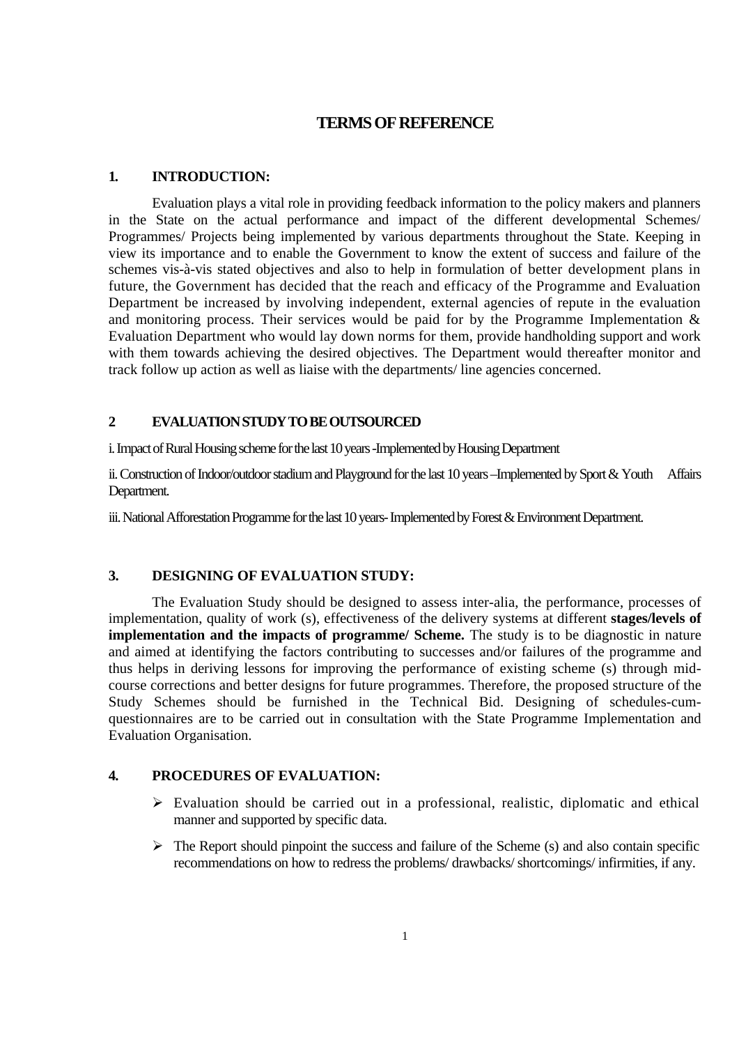# TERMS OF REFERENCE

## 1. INTRODUCTION:

Evaluation plays a vital role in providing feedback information to the policy makers and planners in the State on the actual performance and impact of the different developmental Schemes/ Programmes/ Projects being implemented by various departments throughout the State. Keeping in view its importance and to enable the Government to know the extent of success and failure of the schemes vis-à-vis stated objectives and also to help in formulation of better development plans in future, the Government has decided that the reach and efficacy of the Programme and Evaluation Department be increased by involving independent, external agencies of repute in the evaluation and monitoring process. Their services would be paid for by the Programme Implementation & Evaluation Department who would lay down norms for them, provide handholding support and work with them towards achieving the desired objectives. The Department would thereafter monitor and track follow up action as well as liaise with the departments/ line agencies concerned.

## 2 EVALUATION STUDY TO BE OUTSOURCED

i. Impact of Rural Housing scheme for the last 10 years -Implemented by Housing Department

ii. Construction of Indoor/outdoor stadium and Playground for the last 10 years –Implemented by Sport & Youth Affairs Department.

iii. National Afforestation Programme for the last 10 years- Implemented by Forest & Environment Department.

## 3. DESIGNING OF EVALUATION STUDY:

The Evaluation Study should be designed to assess inter-alia, the performance, processes of implementation, quality of work (s), effectiveness of the delivery systems at different **stages/levels of implementation and the impacts of programme/ Scheme.** The study is to be diagnostic in nature and aimed at identifying the factors contributing to successes and/or failures of the programme and thus helps in deriving lessons for improving the performance of existing scheme (s) through mid-course corrections and better designs for future programmes. Therefore, the proposed structure of the Study Schemes should be furnished in the Technical Bid. Designing of schedules-cum-questionnaires are to be carried out in consultation with the State Programme Implementation and Evaluation Organisation.

## 4. PROCEDURES OF EVALUATION:

- Evaluation should be carried out in a professional, realistic, diplomatic and ethical manner and supported by specific data.
- The Report should pinpoint the success and failure of the Scheme (s) and also contain specific recommendations on how to redress the problems/ drawbacks/ shortcomings/ infirmities, if any.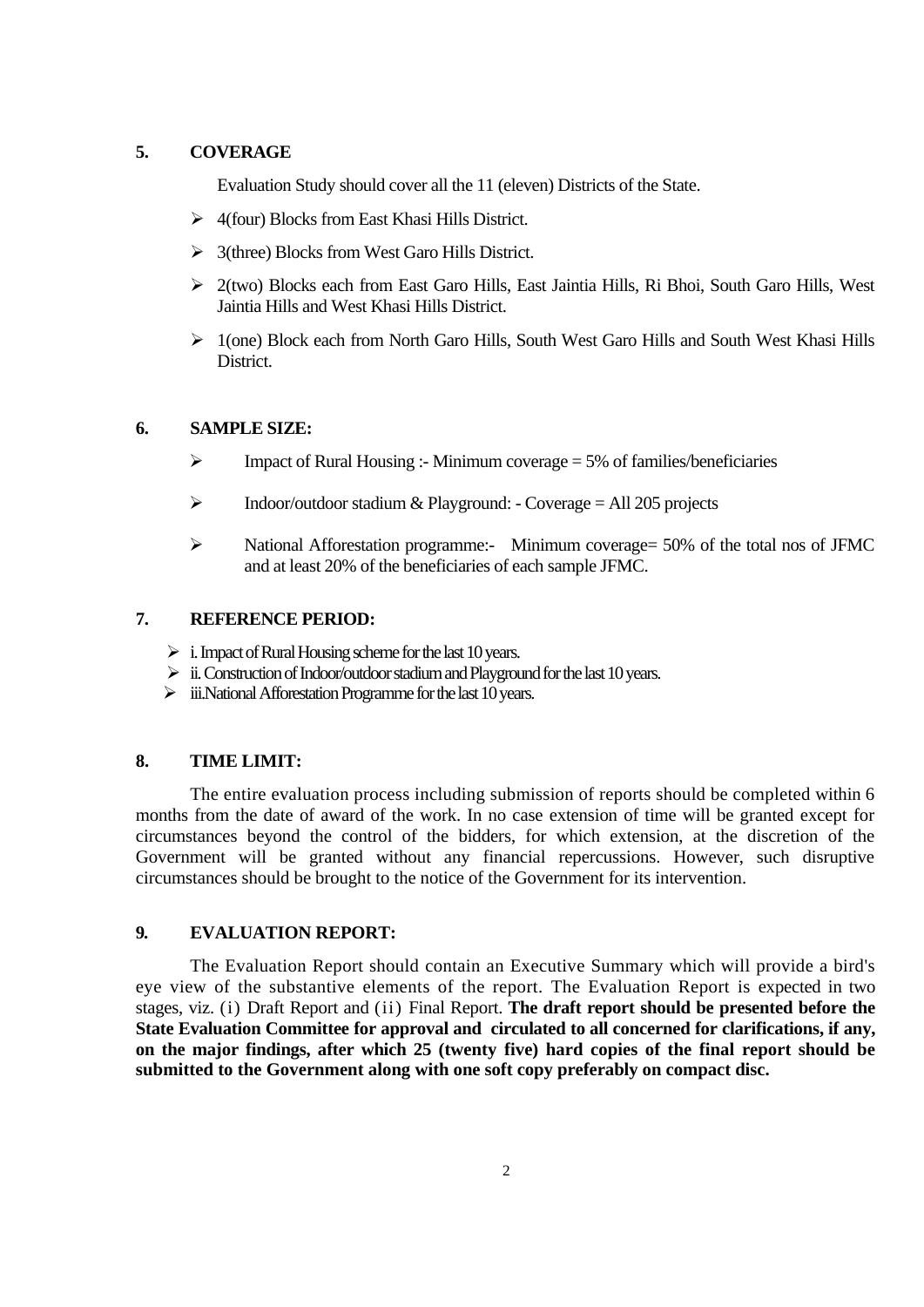## 5. COVERAGE

Evaluation Study should cover all the 11 (eleven) Districts of the State.

- 4(four) Blocks from East Khasi Hills District.
- 3(three) Blocks from West Garo Hills District.
- 2(two) Blocks each from East Garo Hills, East Jaintia Hills, Ri Bhoi, South Garo Hills, West Jaintia Hills and West Khasi Hills District.
- 1(one) Block each from North Garo Hills, South West Garo Hills and South West Khasi Hills District.

## 6. SAMPLE SIZE:

- Impact of Rural Housing :- Minimum coverage = 5% of families/beneficiaries
- Indoor/outdoor stadium & Playground: - Coverage = All 205 projects
- National Afforestation programme:- Minimum coverage= 50% of the total nos of JFMC and at least 20% of the beneficiaries of each sample JFMC.

## 7. REFERENCE PERIOD:

- i. Impact of Rural Housing scheme for the last 10 years.
- ii. Construction of Indoor/outdoor stadium and Playground for the last 10 years.
- iii.National Afforestation Programme for the last 10 years.

## 8. TIME LIMIT:

The entire evaluation process including submission of reports should be completed within 6 months from the date of award of the work. In no case extension of time will be granted except for circumstances beyond the control of the bidders, for which extension, at the discretion of the Government will be granted without any financial repercussions. However, such disruptive circumstances should be brought to the notice of the Government for its intervention.

## 9. EVALUATION REPORT:

The Evaluation Report should contain an Executive Summary which will provide a bird's eye view of the substantive elements of the report. The Evaluation Report is expected in two stages, viz. (i) Draft Report and (ii) Final Report. **The draft report should be presented before the State Evaluation Committee for approval and circulated to all concerned for clarifications, if any, on the major findings, after which 25 (twenty five) hard copies of the final report should be submitted to the Government along with one soft copy preferably on compact disc.**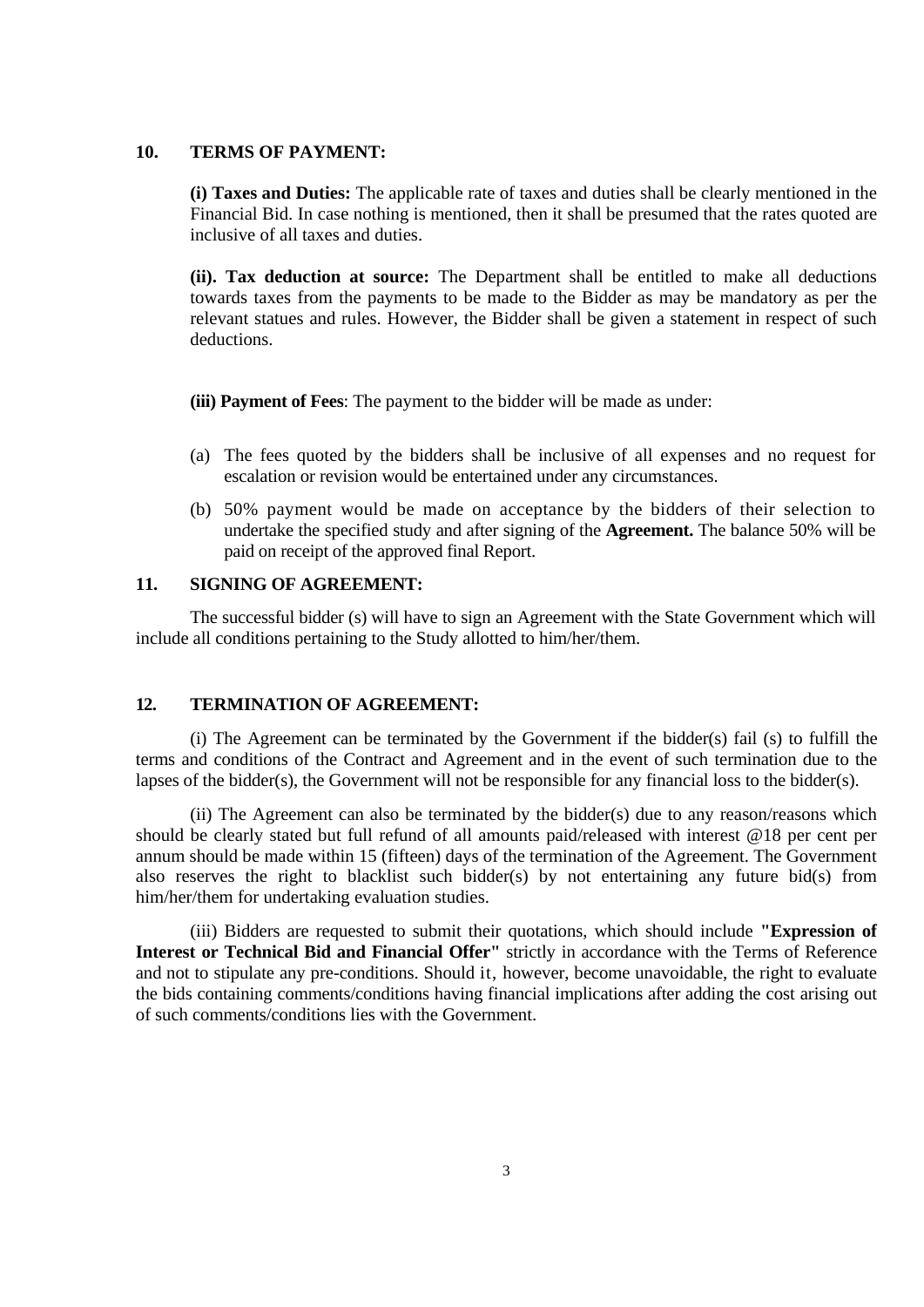## 10. TERMS OF PAYMENT:

**(i) Taxes and Duties:** The applicable rate of taxes and duties shall be clearly mentioned in the Financial Bid. In case nothing is mentioned, then it shall be presumed that the rates quoted are inclusive of all taxes and duties.

**(ii). Tax deduction at source:** The Department shall be entitled to make all deductions towards taxes from the payments to be made to the Bidder as may be mandatory as per the relevant statues and rules. However, the Bidder shall be given a statement in respect of such deductions.

**(iii) Payment of Fees**: The payment to the bidder will be made as under:

(a) The fees quoted by the bidders shall be inclusive of all expenses and no request for escalation or revision would be entertained under any circumstances.

(b) 50% payment would be made on acceptance by the bidders of their selection to undertake the specified study and after signing of the **Agreement.** The balance 50% will be paid on receipt of the approved final Report.

## 11. SIGNING OF AGREEMENT:

The successful bidder (s) will have to sign an Agreement with the State Government which will include all conditions pertaining to the Study allotted to him/her/them.

## 12. TERMINATION OF AGREEMENT:

(i) The Agreement can be terminated by the Government if the bidder(s) fail (s) to fulfill the terms and conditions of the Contract and Agreement and in the event of such termination due to the lapses of the bidder(s), the Government will not be responsible for any financial loss to the bidder(s).

(ii) The Agreement can also be terminated by the bidder(s) due to any reason/reasons which should be clearly stated but full refund of all amounts paid/released with interest @18 per cent per annum should be made within 15 (fifteen) days of the termination of the Agreement. The Government also reserves the right to blacklist such bidder(s) by not entertaining any future bid(s) from him/her/them for undertaking evaluation studies.

(iii) Bidders are requested to submit their quotations, which should include **"Expression of Interest or Technical Bid and Financial Offer"** strictly in accordance with the Terms of Reference and not to stipulate any pre-conditions. Should it, however, become unavoidable, the right to evaluate the bids containing comments/conditions having financial implications after adding the cost arising out of such comments/conditions lies with the Government.